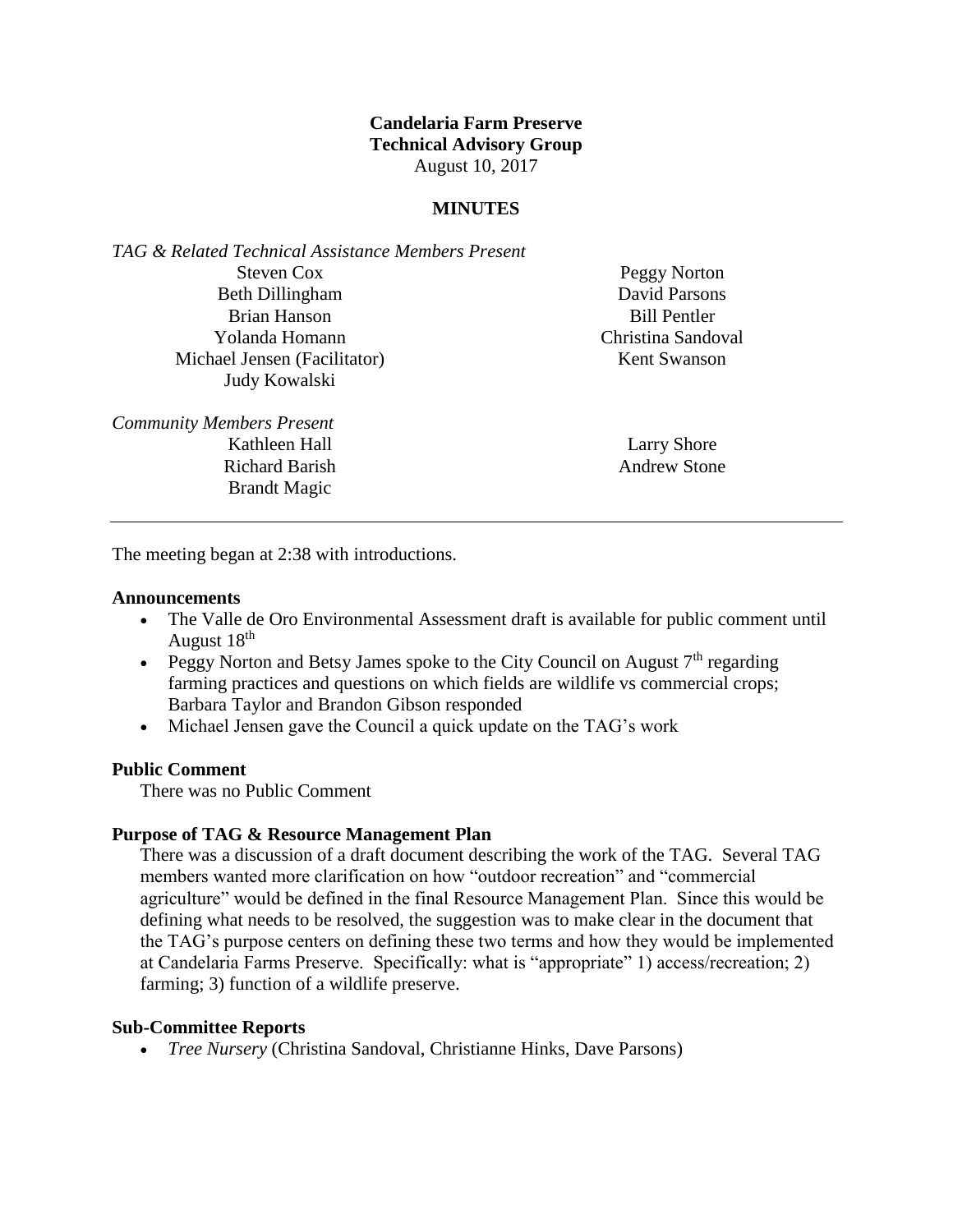**Candelaria Farm Preserve**
**Technical Advisory Group**
August 10, 2017

**MINUTES**

*TAG & Related Technical Assistance Members Present*

Steven Cox
Beth Dillingham
Brian Hanson
Yolanda Homann
Michael Jensen (Facilitator)
Judy Kowalski
Peggy Norton
David Parsons
Bill Pentler
Christina Sandoval
Kent Swanson

*Community Members Present*

Kathleen Hall
Richard Barish
Brandt Magic
Larry Shore
Andrew Stone

---

The meeting began at 2:38 with introductions.

**Announcements**

- The Valle de Oro Environmental Assessment draft is available for public comment until August 18th
- Peggy Norton and Betsy James spoke to the City Council on August 7th regarding farming practices and questions on which fields are wildlife vs commercial crops; Barbara Taylor and Brandon Gibson responded
- Michael Jensen gave the Council a quick update on the TAG's work

**Public Comment**

There was no Public Comment

**Purpose of TAG & Resource Management Plan**

There was a discussion of a draft document describing the work of the TAG. Several TAG members wanted more clarification on how "outdoor recreation" and "commercial agriculture" would be defined in the final Resource Management Plan. Since this would be defining what needs to be resolved, the suggestion was to make clear in the document that the TAG's purpose centers on defining these two terms and how they would be implemented at Candelaria Farms Preserve. Specifically: what is "appropriate" 1) access/recreation; 2) farming; 3) function of a wildlife preserve.

**Sub-Committee Reports**

- *Tree Nursery* (Christina Sandoval, Christianne Hinks, Dave Parsons)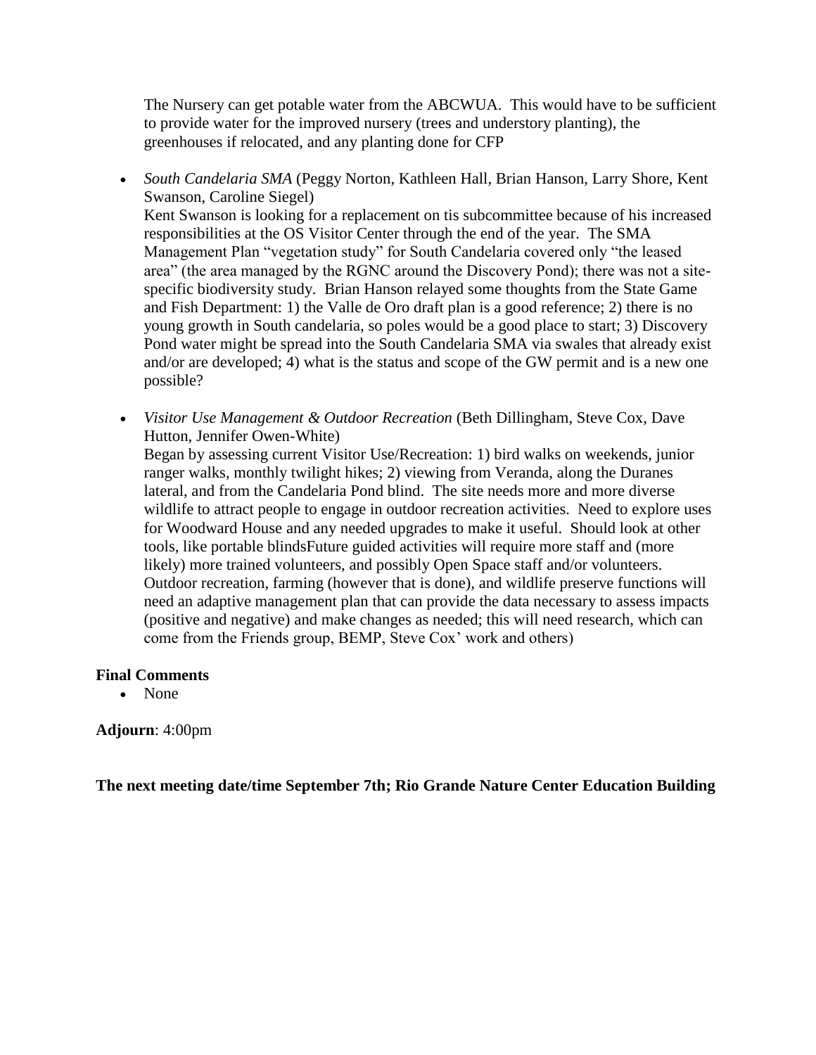The Nursery can get potable water from the ABCWUA. This would have to be sufficient to provide water for the improved nursery (trees and understory planting), the greenhouses if relocated, and any planting done for CFP

- *South Candelaria SMA* (Peggy Norton, Kathleen Hall, Brian Hanson, Larry Shore, Kent Swanson, Caroline Siegel)
  Kent Swanson is looking for a replacement on tis subcommittee because of his increased responsibilities at the OS Visitor Center through the end of the year. The SMA Management Plan "vegetation study" for South Candelaria covered only "the leased area" (the area managed by the RGNC around the Discovery Pond); there was not a site-specific biodiversity study. Brian Hanson relayed some thoughts from the State Game and Fish Department: 1) the Valle de Oro draft plan is a good reference; 2) there is no young growth in South candelaria, so poles would be a good place to start; 3) Discovery Pond water might be spread into the South Candelaria SMA via swales that already exist and/or are developed; 4) what is the status and scope of the GW permit and is a new one possible?

- *Visitor Use Management & Outdoor Recreation* (Beth Dillingham, Steve Cox, Dave Hutton, Jennifer Owen-White)
  Began by assessing current Visitor Use/Recreation: 1) bird walks on weekends, junior ranger walks, monthly twilight hikes; 2) viewing from Veranda, along the Duranes lateral, and from the Candelaria Pond blind. The site needs more and more diverse wildlife to attract people to engage in outdoor recreation activities. Need to explore uses for Woodward House and any needed upgrades to make it useful. Should look at other tools, like portable blindsFuture guided activities will require more staff and (more likely) more trained volunteers, and possibly Open Space staff and/or volunteers. Outdoor recreation, farming (however that is done), and wildlife preserve functions will need an adaptive management plan that can provide the data necessary to assess impacts (positive and negative) and make changes as needed; this will need research, which can come from the Friends group, BEMP, Steve Cox' work and others)

**Final Comments**

- None

**Adjourn**: 4:00pm

**The next meeting date/time September 7th; Rio Grande Nature Center Education Building**